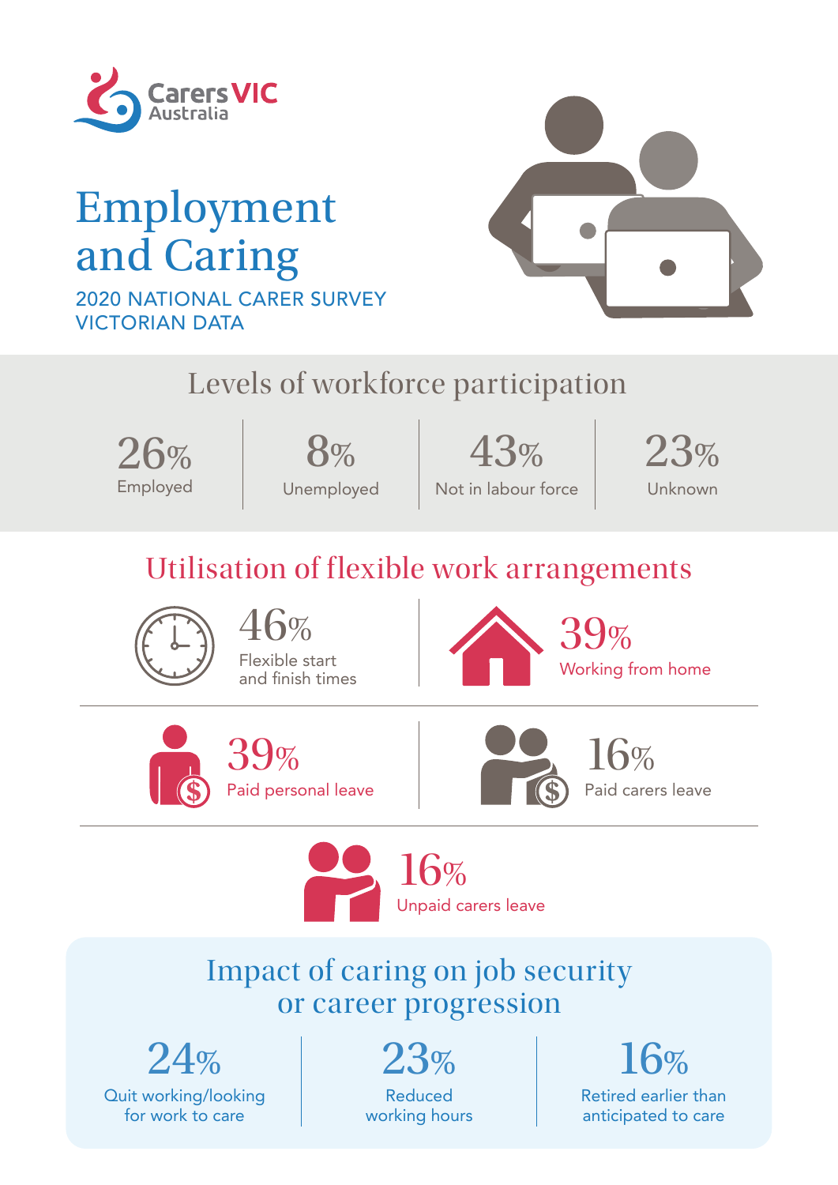Carers VIC Australia

# Employment and Caring

2020 NATIONAL CARER SURVEY
VICTORIAN DATA

## Levels of workforce participation

- **26%** Employed
- **8%** Unemployed
- **43%** Not in labour force
- **23%** Unknown

## Utilisation of flexible work arrangements

- **46%** Flexible start and finish times
- **39%** Working from home
- **39%** Paid personal leave
- **16%** Paid carers leave
- **16%** Unpaid carers leave

## Impact of caring on job security or career progression

- **24%** Quit working/looking for work to care
- **23%** Reduced working hours
- **16%** Retired earlier than anticipated to care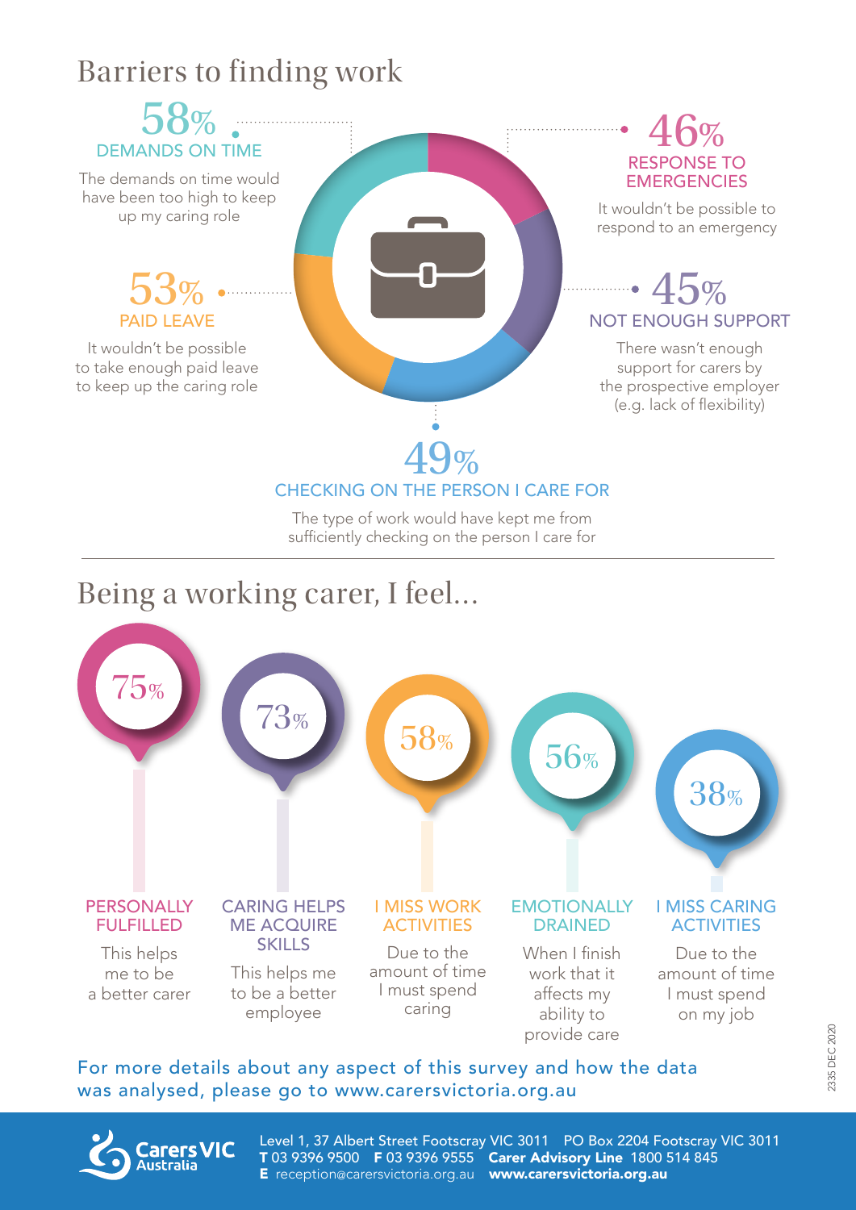## Barriers to finding work

**58%**
DEMANDS ON TIME
The demands on time would have been too high to keep up my caring role

**53%**
PAID LEAVE
It wouldn't be possible to take enough paid leave to keep up the caring role

**46%**
RESPONSE TO EMERGENCIES
It wouldn't be possible to respond to an emergency

**45%**
NOT ENOUGH SUPPORT
There wasn't enough support for carers by the prospective employer (e.g. lack of flexibility)

**49%**
CHECKING ON THE PERSON I CARE FOR
The type of work would have kept me from sufficiently checking on the person I care for

## Being a working carer, I feel...

**75%**
PERSONALLY FULFILLED
This helps me to be a better carer

**73%**
CARING HELPS ME ACQUIRE SKILLS
This helps me to be a better employee

**58%**
I MISS WORK ACTIVITIES
Due to the amount of time I must spend caring

**56%**
EMOTIONALLY DRAINED
When I finish work that it affects my ability to provide care

**38%**
I MISS CARING ACTIVITIES
Due to the amount of time I must spend on my job

For more details about any aspect of this survey and how the data was analysed, please go to www.carersvictoria.org.au

Carers VIC Australia

Level 1, 37 Albert Street Footscray VIC 3011 PO Box 2204 Footscray VIC 3011
**T** 03 9396 9500 **F** 03 9396 9555 **Carer Advisory Line** 1800 514 845
**E** reception@carersvictoria.org.au **www.carersvictoria.org.au**

2335 DEC 2020